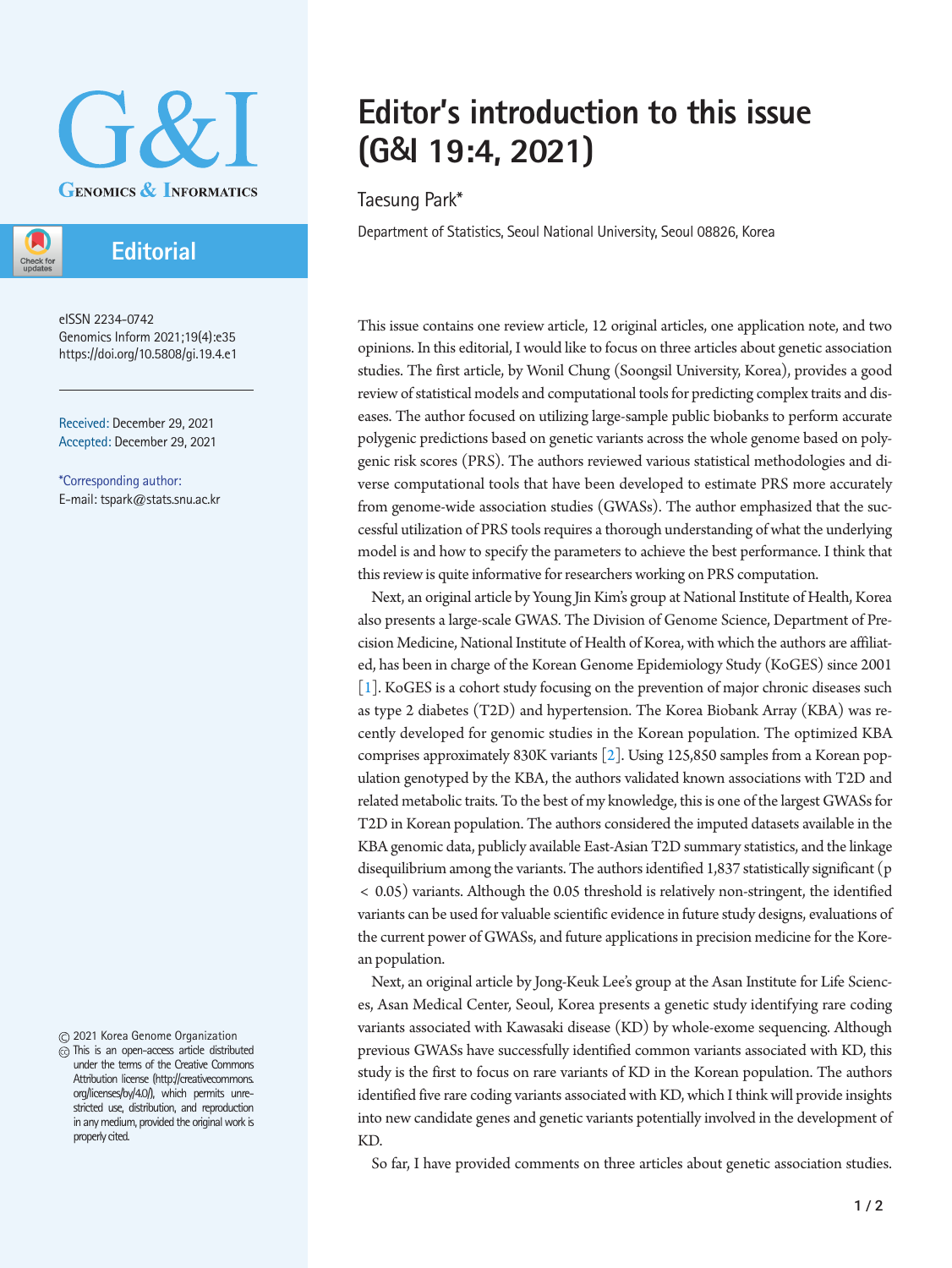# Editor's introduction to this issue (G&I 19:4, 2021)

Taesung Park*

Department of Statistics, Seoul National University, Seoul 08826, Korea

eISSN 2234-0742
Genomics Inform 2021;19(4):e35
https://doi.org/10.5808/gi.19.4.e1

Received: December 29, 2021
Accepted: December 29, 2021

*Corresponding author:
E-mail: tspark@stats.snu.ac.kr

© 2021 Korea Genome Organization

This is an open-access article distributed under the terms of the Creative Commons Attribution license (http://creativecommons.org/licenses/by/4.0/), which permits unrestricted use, distribution, and reproduction in any medium, provided the original work is properly cited.

This issue contains one review article, 12 original articles, one application note, and two opinions. In this editorial, I would like to focus on three articles about genetic association studies. The first article, by Wonil Chung (Soongsil University, Korea), provides a good review of statistical models and computational tools for predicting complex traits and diseases. The author focused on utilizing large-sample public biobanks to perform accurate polygenic predictions based on genetic variants across the whole genome based on polygenic risk scores (PRS). The authors reviewed various statistical methodologies and diverse computational tools that have been developed to estimate PRS more accurately from genome-wide association studies (GWASs). The author emphasized that the successful utilization of PRS tools requires a thorough understanding of what the underlying model is and how to specify the parameters to achieve the best performance. I think that this review is quite informative for researchers working on PRS computation.

Next, an original article by Young Jin Kim's group at National Institute of Health, Korea also presents a large-scale GWAS. The Division of Genome Science, Department of Precision Medicine, National Institute of Health of Korea, with which the authors are affiliated, has been in charge of the Korean Genome Epidemiology Study (KoGES) since 2001 [1]. KoGES is a cohort study focusing on the prevention of major chronic diseases such as type 2 diabetes (T2D) and hypertension. The Korea Biobank Array (KBA) was recently developed for genomic studies in the Korean population. The optimized KBA comprises approximately 830K variants [2]. Using 125,850 samples from a Korean population genotyped by the KBA, the authors validated known associations with T2D and related metabolic traits. To the best of my knowledge, this is one of the largest GWASs for T2D in Korean population. The authors considered the imputed datasets available in the KBA genomic data, publicly available East-Asian T2D summary statistics, and the linkage disequilibrium among the variants. The authors identified 1,837 statistically significant ($p < 0.05$) variants. Although the 0.05 threshold is relatively non-stringent, the identified variants can be used for valuable scientific evidence in future study designs, evaluations of the current power of GWASs, and future applications in precision medicine for the Korean population.

Next, an original article by Jong-Keuk Lee's group at the Asan Institute for Life Sciences, Asan Medical Center, Seoul, Korea presents a genetic study identifying rare coding variants associated with Kawasaki disease (KD) by whole-exome sequencing. Although previous GWASs have successfully identified common variants associated with KD, this study is the first to focus on rare variants of KD in the Korean population. The authors identified five rare coding variants associated with KD, which I think will provide insights into new candidate genes and genetic variants potentially involved in the development of KD.

So far, I have provided comments on three articles about genetic association studies.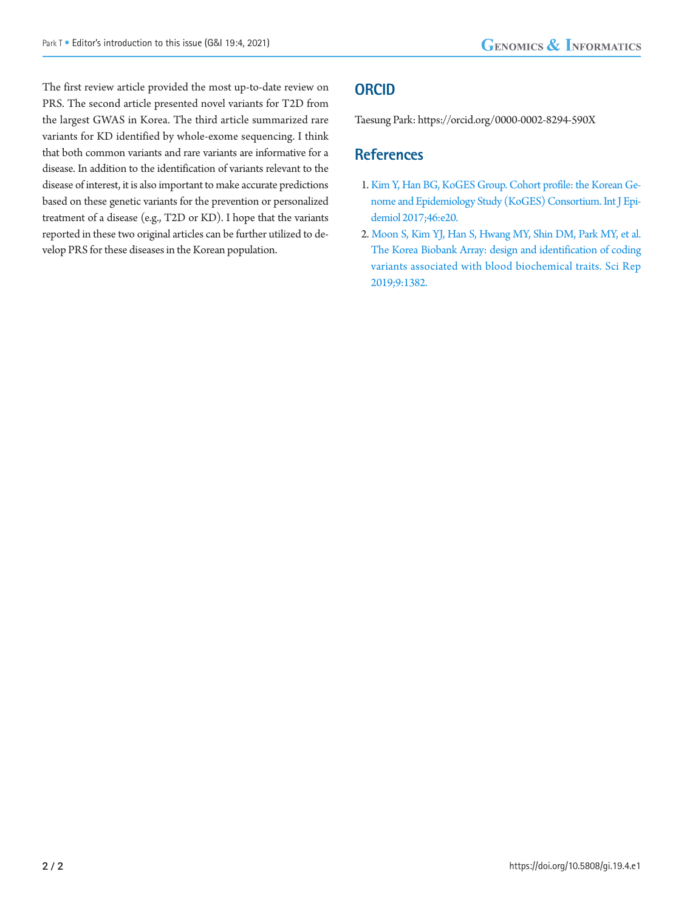The first review article provided the most up-to-date review on PRS. The second article presented novel variants for T2D from the largest GWAS in Korea. The third article summarized rare variants for KD identified by whole-exome sequencing. I think that both common variants and rare variants are informative for a disease. In addition to the identification of variants relevant to the disease of interest, it is also important to make accurate predictions based on these genetic variants for the prevention or personalized treatment of a disease (e.g., T2D or KD). I hope that the variants reported in these two original articles can be further utilized to develop PRS for these diseases in the Korean population.

## ORCID

Taesung Park: https://orcid.org/0000-0002-8294-590X

## References

1. Kim Y, Han BG, KoGES Group. Cohort profile: the Korean Genome and Epidemiology Study (KoGES) Consortium. Int J Epidemiol 2017;46:e20.
2. Moon S, Kim YJ, Han S, Hwang MY, Shin DM, Park MY, et al. The Korea Biobank Array: design and identification of coding variants associated with blood biochemical traits. Sci Rep 2019;9:1382.